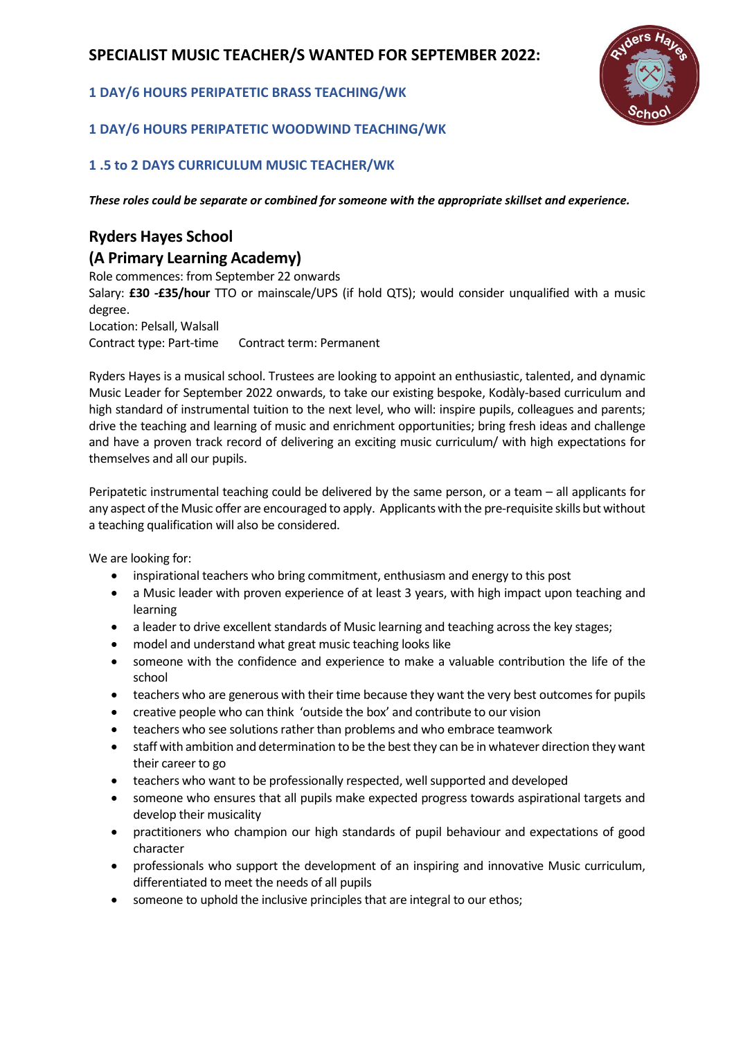# SPECIALIST MUSIC TEACHER/S WANTED FOR SEPTEMBER 2022:

### 1 DAY/6 HOURS PERIPATETIC BRASS TEACHING/WK

### 1 DAY/6 HOURS PERIPATETIC WOODWIND TEACHING/WK

### 1 .5 to 2 DAYS CURRICULUM MUSIC TEACHER/WK

***These roles could be separate or combined for someone with the appropriate skillset and experience.***

## Ryders Hayes School
## (A Primary Learning Academy)

Role commences: from September 22 onwards
Salary: **£30 -£35/hour** TTO or mainscale/UPS (if hold QTS); would consider unqualified with a music degree.
Location: Pelsall, Walsall
Contract type: Part-time  Contract term: Permanent

Ryders Hayes is a musical school. Trustees are looking to appoint an enthusiastic, talented, and dynamic Music Leader for September 2022 onwards, to take our existing bespoke, Kodàly-based curriculum and high standard of instrumental tuition to the next level, who will: inspire pupils, colleagues and parents; drive the teaching and learning of music and enrichment opportunities; bring fresh ideas and challenge and have a proven track record of delivering an exciting music curriculum/ with high expectations for themselves and all our pupils.

Peripatetic instrumental teaching could be delivered by the same person, or a team – all applicants for any aspect of the Music offer are encouraged to apply. Applicants with the pre-requisite skills but without a teaching qualification will also be considered.

We are looking for:

- inspirational teachers who bring commitment, enthusiasm and energy to this post
- a Music leader with proven experience of at least 3 years, with high impact upon teaching and learning
- a leader to drive excellent standards of Music learning and teaching across the key stages;
- model and understand what great music teaching looks like
- someone with the confidence and experience to make a valuable contribution the life of the school
- teachers who are generous with their time because they want the very best outcomes for pupils
- creative people who can think 'outside the box' and contribute to our vision
- teachers who see solutions rather than problems and who embrace teamwork
- staff with ambition and determination to be the best they can be in whatever direction they want their career to go
- teachers who want to be professionally respected, well supported and developed
- someone who ensures that all pupils make expected progress towards aspirational targets and develop their musicality
- practitioners who champion our high standards of pupil behaviour and expectations of good character
- professionals who support the development of an inspiring and innovative Music curriculum, differentiated to meet the needs of all pupils
- someone to uphold the inclusive principles that are integral to our ethos;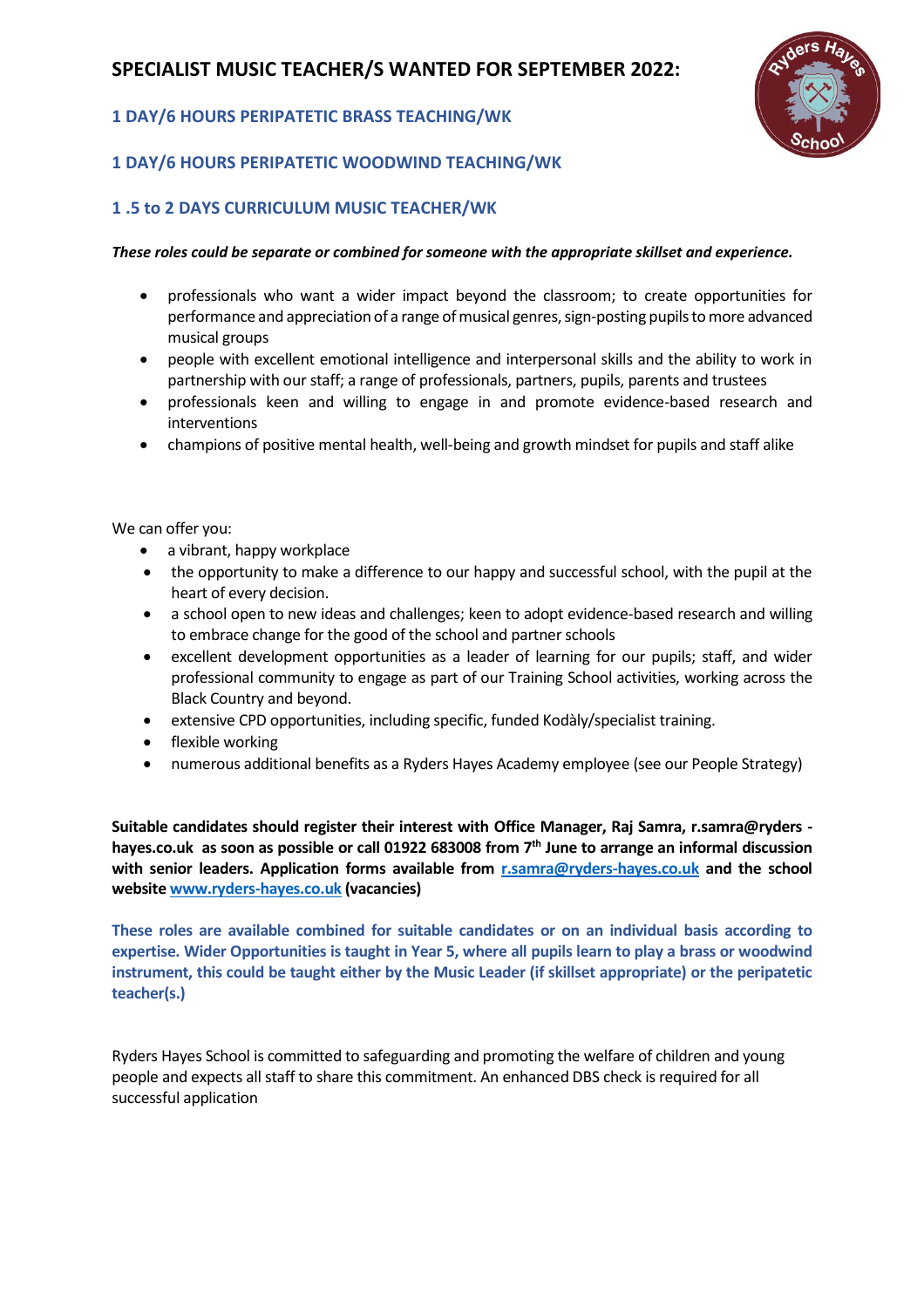# SPECIALIST MUSIC TEACHER/S WANTED FOR SEPTEMBER 2022:

## 1 DAY/6 HOURS PERIPATETIC BRASS TEACHING/WK

## 1 DAY/6 HOURS PERIPATETIC WOODWIND TEACHING/WK

## 1 .5 to 2 DAYS CURRICULUM MUSIC TEACHER/WK

***These roles could be separate or combined for someone with the appropriate skillset and experience.***

- professionals who want a wider impact beyond the classroom; to create opportunities for performance and appreciation of a range of musical genres, sign-posting pupils to more advanced musical groups
- people with excellent emotional intelligence and interpersonal skills and the ability to work in partnership with our staff; a range of professionals, partners, pupils, parents and trustees
- professionals keen and willing to engage in and promote evidence-based research and interventions
- champions of positive mental health, well-being and growth mindset for pupils and staff alike

We can offer you:

- a vibrant, happy workplace
- the opportunity to make a difference to our happy and successful school, with the pupil at the heart of every decision.
- a school open to new ideas and challenges; keen to adopt evidence-based research and willing to embrace change for the good of the school and partner schools
- excellent development opportunities as a leader of learning for our pupils; staff, and wider professional community to engage as part of our Training School activities, working across the Black Country and beyond.
- extensive CPD opportunities, including specific, funded Kodàly/specialist training.
- flexible working
- numerous additional benefits as a Ryders Hayes Academy employee (see our People Strategy)

**Suitable candidates should register their interest with Office Manager, Raj Samra, r.samra@ryders -hayes.co.uk as soon as possible or call 01922 683008 from 7th June to arrange an informal discussion with senior leaders. Application forms available from [r.samra@ryders-hayes.co.uk](mailto:r.samra@ryders-hayes.co.uk) and the school website [www.ryders-hayes.co.uk](http://www.ryders-hayes.co.uk) (vacancies)**

**These roles are available combined for suitable candidates or on an individual basis according to expertise. Wider Opportunities is taught in Year 5, where all pupils learn to play a brass or woodwind instrument, this could be taught either by the Music Leader (if skillset appropriate) or the peripatetic teacher(s.)**

Ryders Hayes School is committed to safeguarding and promoting the welfare of children and young people and expects all staff to share this commitment. An enhanced DBS check is required for all successful application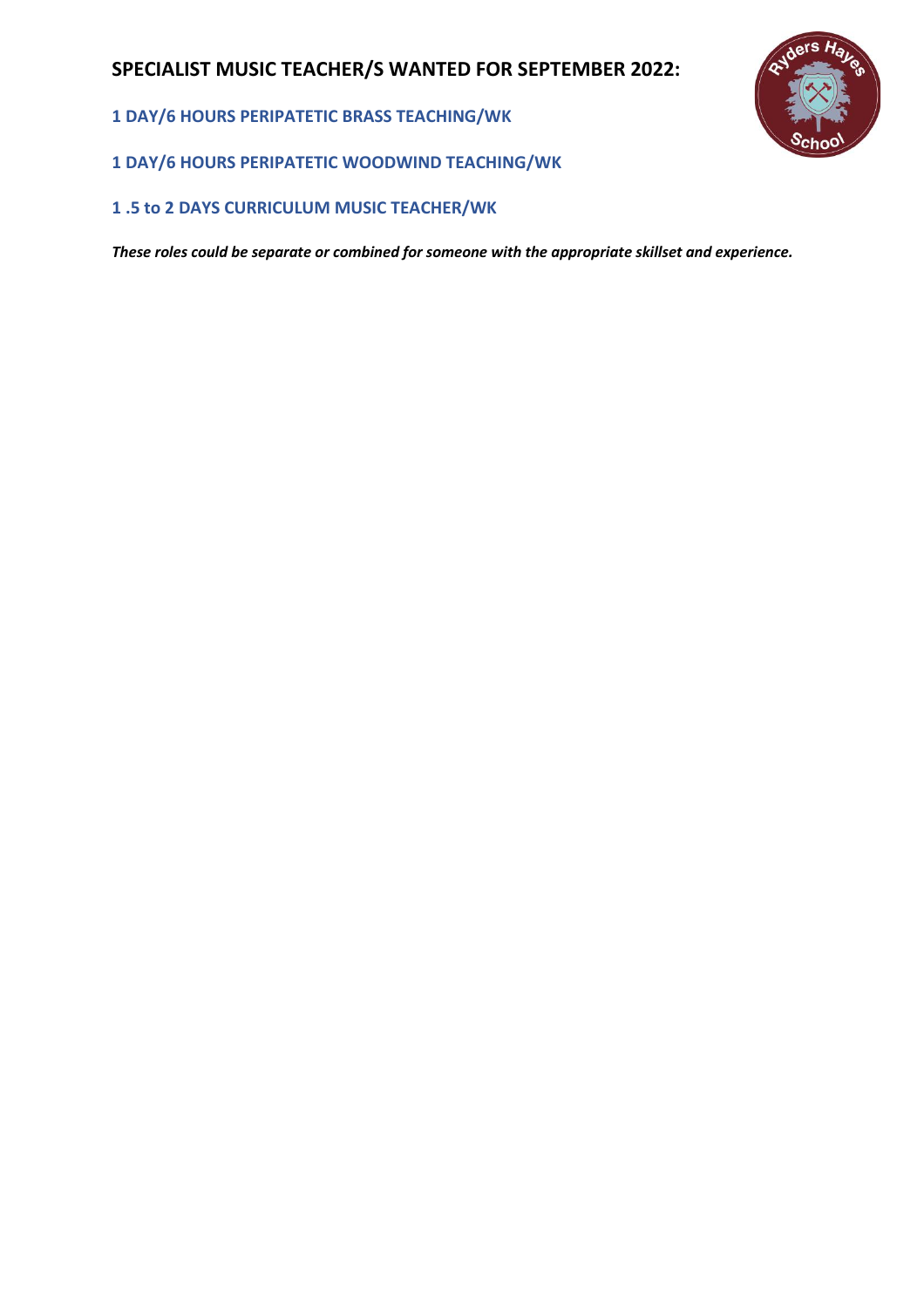## SPECIALIST MUSIC TEACHER/S WANTED FOR SEPTEMBER 2022:

### 1 DAY/6 HOURS PERIPATETIC BRASS TEACHING/WK

### 1 DAY/6 HOURS PERIPATETIC WOODWIND TEACHING/WK

### 1 .5 to 2 DAYS CURRICULUM MUSIC TEACHER/WK

***These roles could be separate or combined for someone with the appropriate skillset and experience.***